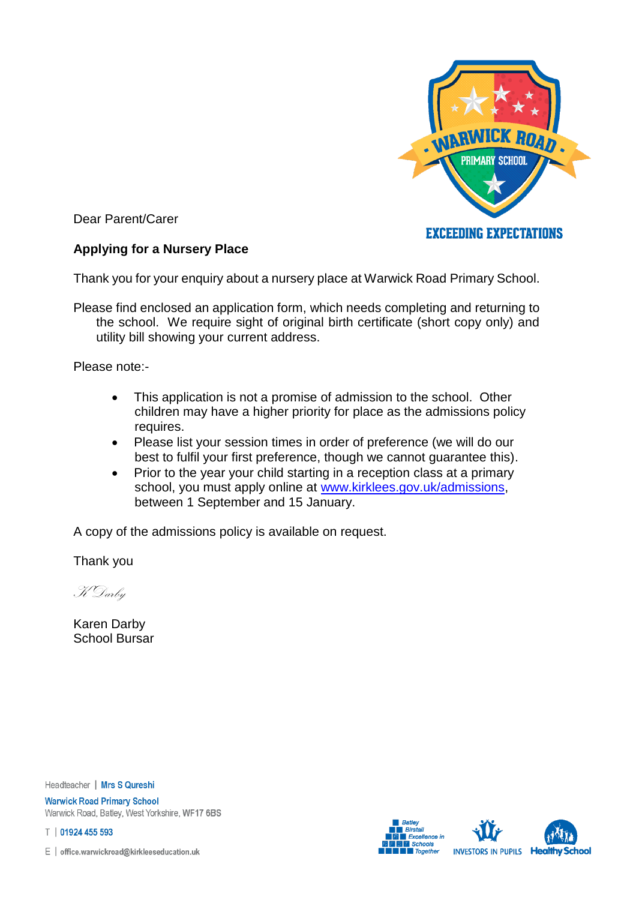WARWICK ROAD PRIMARY SCHOOL

EXCEEDING EXPECTATIONS

Dear Parent/Carer

**Applying for a Nursery Place**

Thank you for your enquiry about a nursery place at Warwick Road Primary School.

Please find enclosed an application form, which needs completing and returning to the school. We require sight of original birth certificate (short copy only) and utility bill showing your current address.

Please note:-

- This application is not a promise of admission to the school. Other children may have a higher priority for place as the admissions policy requires.
- Please list your session times in order of preference (we will do our best to fulfil your first preference, though we cannot guarantee this).
- Prior to the year your child starting in a reception class at a primary school, you must apply online at [www.kirklees.gov.uk/admissions](http://www.kirklees.gov.uk/admissions), between 1 September and 15 January.

A copy of the admissions policy is available on request.

Thank you

K Darby

Karen Darby
School Bursar

Headteacher | Mrs S Qureshi

Warwick Road Primary School
Warwick Road, Batley, West Yorkshire, WF17 6BS

T | 01924 455 593

E | office.warwickroad@kirkleeseducation.uk

Batley Birstall Excellence in Schools Together

INVESTORS IN PUPILS

Healthy School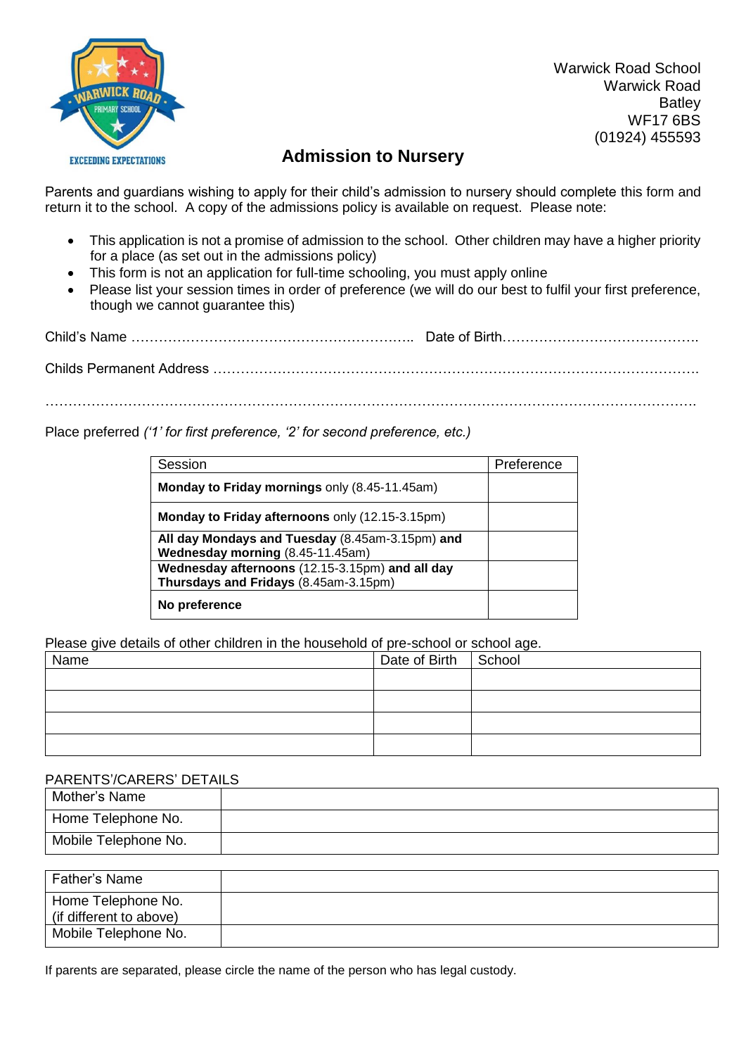Warwick Road School
Warwick Road
Batley
WF17 6BS
(01924) 455593

# Admission to Nursery

Parents and guardians wishing to apply for their child's admission to nursery should complete this form and return it to the school. A copy of the admissions policy is available on request. Please note:

- This application is not a promise of admission to the school. Other children may have a higher priority for a place (as set out in the admissions policy)
- This form is not an application for full-time schooling, you must apply online
- Please list your session times in order of preference (we will do our best to fulfil your first preference, though we cannot guarantee this)

Child's Name ………………………………………………….. Date of Birth…………………………………….

Childs Permanent Address ……………………………………………………………………………………….

……………………………………………………………………………………………………………………….

Place preferred *('1' for first preference, '2' for second preference, etc.)*

| Session | Preference |
|---|---|
| **Monday to Friday mornings** only (8.45-11.45am) | |
| **Monday to Friday afternoons** only (12.15-3.15pm) | |
| **All day Mondays and Tuesday** (8.45am-3.15pm) **and Wednesday morning** (8.45-11.45am) | |
| **Wednesday afternoons** (12.15-3.15pm) **and all day Thursdays and Fridays** (8.45am-3.15pm) | |
| **No preference** | |

Please give details of other children in the household of pre-school or school age.

| Name | Date of Birth | School |
|---|---|---|
| | | |
| | | |
| | | |
| | | |

PARENTS'/CARERS' DETAILS

| | |
|---|---|
| Mother's Name | |
| Home Telephone No. | |
| Mobile Telephone No. | |

| | |
|---|---|
| Father's Name | |
| Home Telephone No. (if different to above) | |
| Mobile Telephone No. | |

If parents are separated, please circle the name of the person who has legal custody.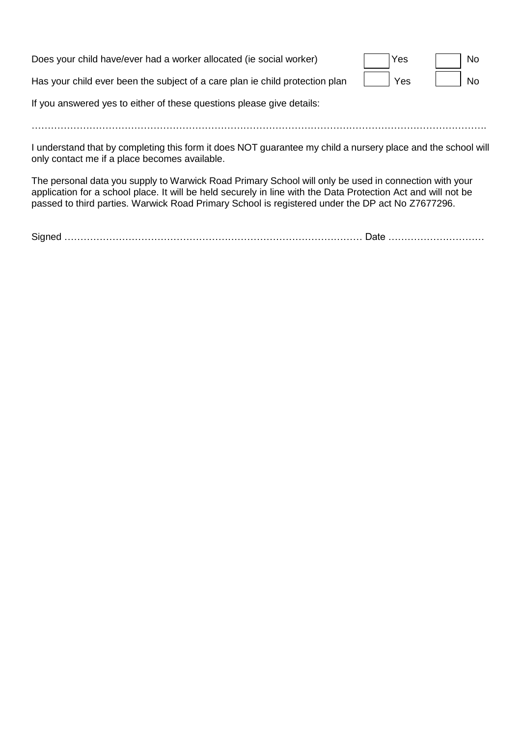Does your child have/ever had a worker allocated (ie social worker) ☐ Yes ☐ No

Has your child ever been the subject of a care plan ie child protection plan ☐ Yes ☐ No

If you answered yes to either of these questions please give details:

……………………………………………………………………………………………………………………….

I understand that by completing this form it does NOT guarantee my child a nursery place and the school will only contact me if a place becomes available.

The personal data you supply to Warwick Road Primary School will only be used in connection with your application for a school place. It will be held securely in line with the Data Protection Act and will not be passed to third parties. Warwick Road Primary School is registered under the DP act No Z7677296.

Signed ……………………………………………………………………………… Date …………………………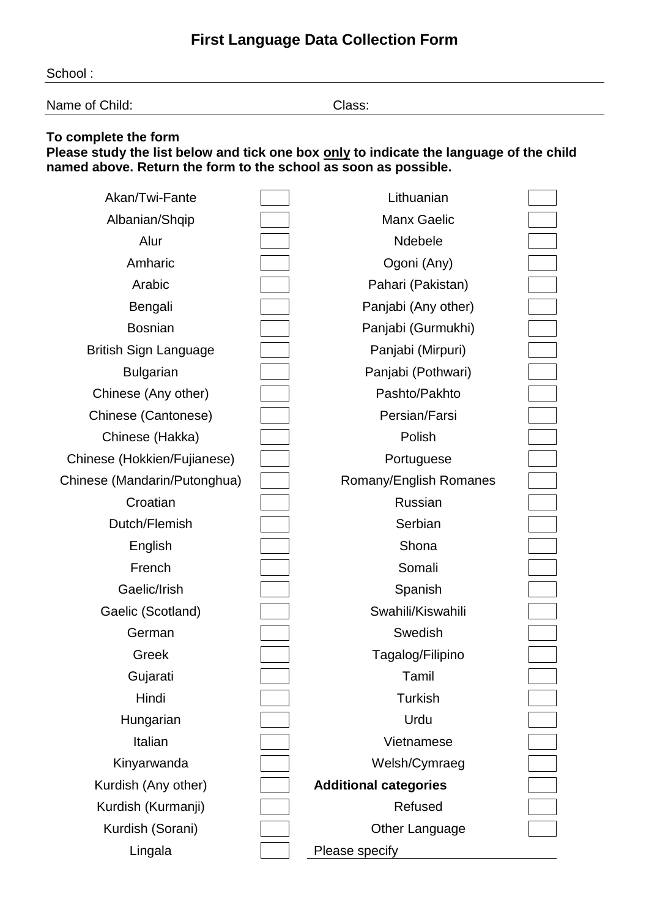# First Language Data Collection Form

School :

Name of Child: Class:

**To complete the form**
**Please study the list below and tick one box only to indicate the language of the child named above. Return the form to the school as soon as possible.**

| | | | |
|---|---|---|---|
| Akan/Twi-Fante | ☐ | Lithuanian | ☐ |
| Albanian/Shqip | ☐ | Manx Gaelic | ☐ |
| Alur | ☐ | Ndebele | ☐ |
| Amharic | ☐ | Ogoni (Any) | ☐ |
| Arabic | ☐ | Pahari (Pakistan) | ☐ |
| Bengali | ☐ | Panjabi (Any other) | ☐ |
| Bosnian | ☐ | Panjabi (Gurmukhi) | ☐ |
| British Sign Language | ☐ | Panjabi (Mirpuri) | ☐ |
| Bulgarian | ☐ | Panjabi (Pothwari) | ☐ |
| Chinese (Any other) | ☐ | Pashto/Pakhto | ☐ |
| Chinese (Cantonese) | ☐ | Persian/Farsi | ☐ |
| Chinese (Hakka) | ☐ | Polish | ☐ |
| Chinese (Hokkien/Fujianese) | ☐ | Portuguese | ☐ |
| Chinese (Mandarin/Putonghua) | ☐ | Romany/English Romanes | ☐ |
| Croatian | ☐ | Russian | ☐ |
| Dutch/Flemish | ☐ | Serbian | ☐ |
| English | ☐ | Shona | ☐ |
| French | ☐ | Somali | ☐ |
| Gaelic/Irish | ☐ | Spanish | ☐ |
| Gaelic (Scotland) | ☐ | Swahili/Kiswahili | ☐ |
| German | ☐ | Swedish | ☐ |
| Greek | ☐ | Tagalog/Filipino | ☐ |
| Gujarati | ☐ | Tamil | ☐ |
| Hindi | ☐ | Turkish | ☐ |
| Hungarian | ☐ | Urdu | ☐ |
| Italian | ☐ | Vietnamese | ☐ |
| Kinyarwanda | ☐ | Welsh/Cymraeg | ☐ |
| Kurdish (Any other) | ☐ | **Additional categories** | ☐ |
| Kurdish (Kurmanji) | ☐ | Refused | ☐ |
| Kurdish (Sorani) | ☐ | Other Language | ☐ |
| Lingala | ☐ | Please specify | |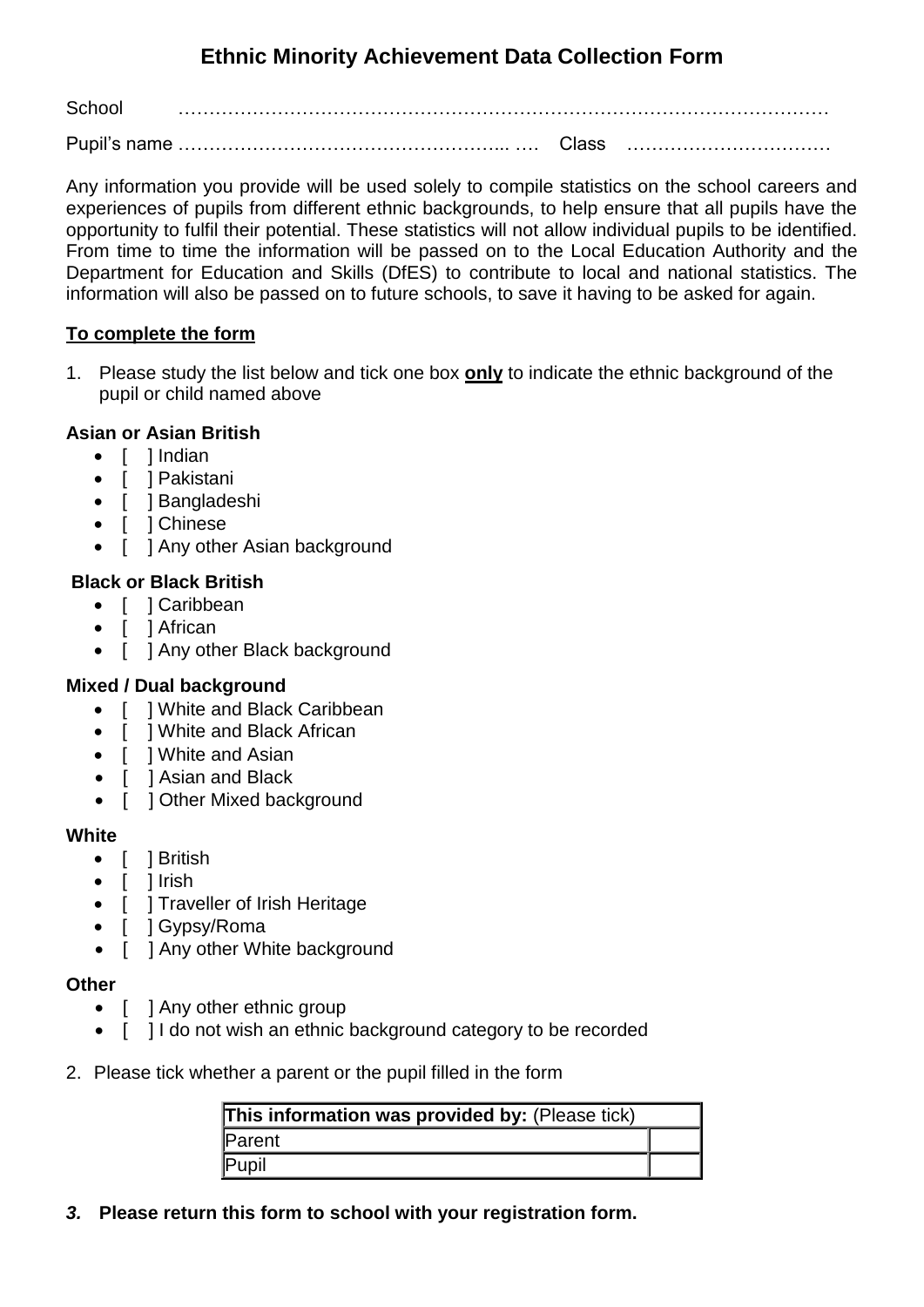# Ethnic Minority Achievement Data Collection Form

School ………………………………………………………………………………………

Pupil's name ……………………………………………... …. Class ……………………………

Any information you provide will be used solely to compile statistics on the school careers and experiences of pupils from different ethnic backgrounds, to help ensure that all pupils have the opportunity to fulfil their potential. These statistics will not allow individual pupils to be identified. From time to time the information will be passed on to the Local Education Authority and the Department for Education and Skills (DfES) to contribute to local and national statistics. The information will also be passed on to future schools, to save it having to be asked for again.

**To complete the form**

1. Please study the list below and tick one box **only** to indicate the ethnic background of the pupil or child named above

**Asian or Asian British**

- [ ] Indian
- [ ] Pakistani
- [ ] Bangladeshi
- [ ] Chinese
- [ ] Any other Asian background

**Black or Black British**

- [ ] Caribbean
- [ ] African
- [ ] Any other Black background

**Mixed / Dual background**

- [ ] White and Black Caribbean
- [ ] White and Black African
- [ ] White and Asian
- [ ] Asian and Black
- [ ] Other Mixed background

**White**

- [ ] British
- [ ] Irish
- [ ] Traveller of Irish Heritage
- [ ] Gypsy/Roma
- [ ] Any other White background

**Other**

- [ ] Any other ethnic group
- [ ] I do not wish an ethnic background category to be recorded

2. Please tick whether a parent or the pupil filled in the form

| **This information was provided by:** (Please tick) | |
|---|---|
| Parent | |
| Pupil | |

***3.*** **Please return this form to school with your registration form.**